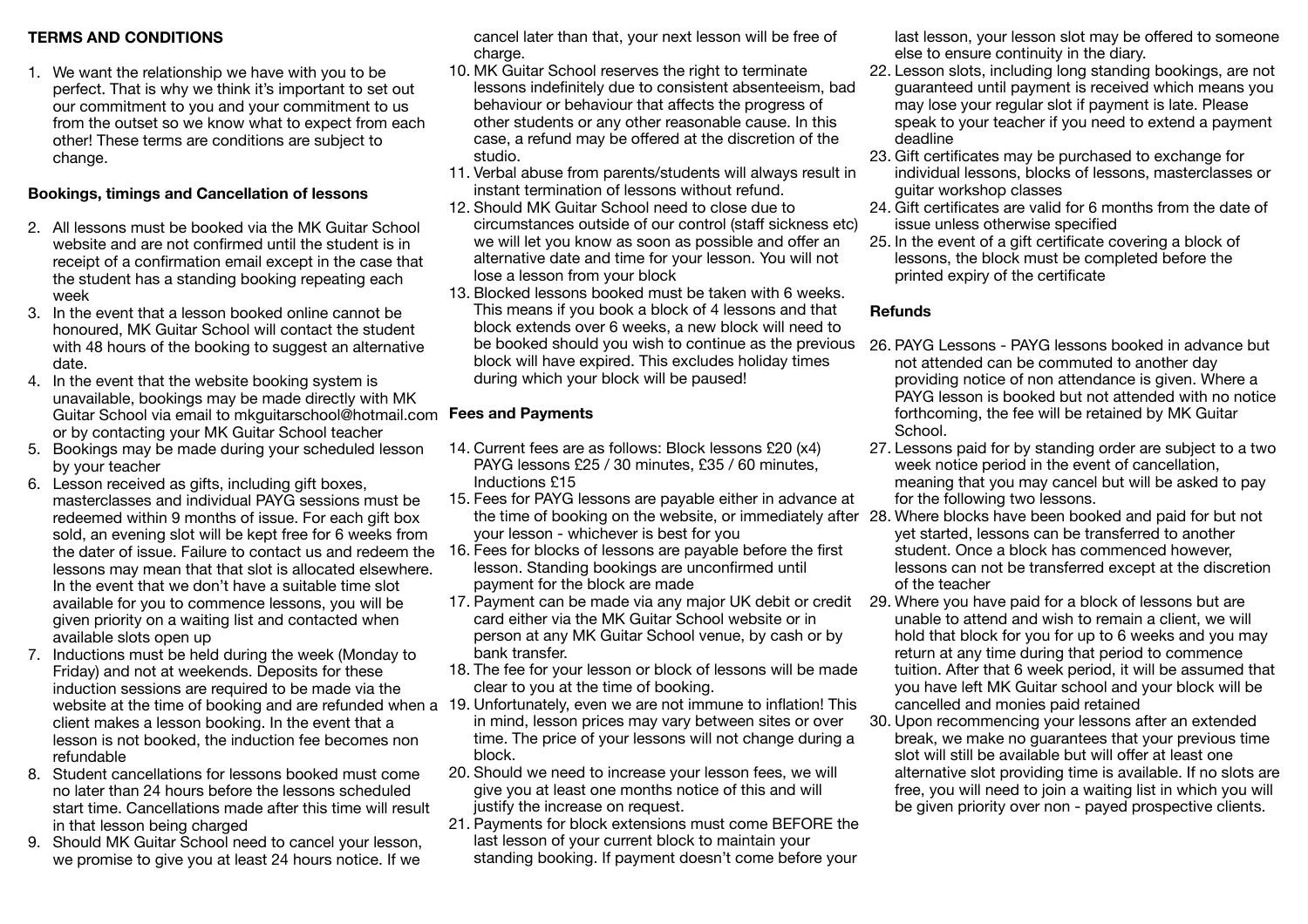## TERMS AND CONDITIONS

1. We want the relationship we have with you to be perfect. That is why we think it's important to set out our commitment to you and your commitment to us from the outset so we know what to expect from each other! These terms are conditions are subject to change.

### Bookings, timings and Cancellation of lessons

2. All lessons must be booked via the MK Guitar School website and are not confirmed until the student is in receipt of a confirmation email except in the case that the student has a standing booking repeating each week
3. In the event that a lesson booked online cannot be honoured, MK Guitar School will contact the student with 48 hours of the booking to suggest an alternative date.
4. In the event that the website booking system is unavailable, bookings may be made directly with MK Guitar School via email to mkguitarschool@hotmail.com or by contacting your MK Guitar School teacher
5. Bookings may be made during your scheduled lesson by your teacher
6. Lesson received as gifts, including gift boxes, masterclasses and individual PAYG sessions must be redeemed within 9 months of issue. For each gift box sold, an evening slot will be kept free for 6 weeks from the dater of issue. Failure to contact us and redeem the lessons may mean that that slot is allocated elsewhere. In the event that we don't have a suitable time slot available for you to commence lessons, you will be given priority on a waiting list and contacted when available slots open up
7. Inductions must be held during the week (Monday to Friday) and not at weekends. Deposits for these induction sessions are required to be made via the website at the time of booking and are refunded when a client makes a lesson booking. In the event that a lesson is not booked, the induction fee becomes non refundable
8. Student cancellations for lessons booked must come no later than 24 hours before the lessons scheduled start time. Cancellations made after this time will result in that lesson being charged
9. Should MK Guitar School need to cancel your lesson, we promise to give you at least 24 hours notice. If we cancel later than that, your next lesson will be free of charge.
10. MK Guitar School reserves the right to terminate lessons indefinitely due to consistent absenteeism, bad behaviour or behaviour that affects the progress of other students or any other reasonable cause. In this case, a refund may be offered at the discretion of the studio.
11. Verbal abuse from parents/students will always result in instant termination of lessons without refund.
12. Should MK Guitar School need to close due to circumstances outside of our control (staff sickness etc) we will let you know as soon as possible and offer an alternative date and time for your lesson. You will not lose a lesson from your block
13. Blocked lessons booked must be taken with 6 weeks. This means if you book a block of 4 lessons and that block extends over 6 weeks, a new block will need to be booked should you wish to continue as the previous block will have expired. This excludes holiday times during which your block will be paused!

### Fees and Payments

14. Current fees are as follows: Block lessons £20 (x4) PAYG lessons £25 / 30 minutes, £35 / 60 minutes, Inductions £15
15. Fees for PAYG lessons are payable either in advance at the time of booking on the website, or immediately after your lesson - whichever is best for you
16. Fees for blocks of lessons are payable before the first lesson. Standing bookings are unconfirmed until payment for the block are made
17. Payment can be made via any major UK debit or credit card either via the MK Guitar School website or in person at any MK Guitar School venue, by cash or by bank transfer.
18. The fee for your lesson or block of lessons will be made clear to you at the time of booking.
19. Unfortunately, even we are not immune to inflation! This in mind, lesson prices may vary between sites or over time. The price of your lessons will not change during a block.
20. Should we need to increase your lesson fees, we will give you at least one months notice of this and will justify the increase on request.
21. Payments for block extensions must come BEFORE the last lesson of your current block to maintain your standing booking. If payment doesn't come before your last lesson, your lesson slot may be offered to someone else to ensure continuity in the diary.
22. Lesson slots, including long standing bookings, are not guaranteed until payment is received which means you may lose your regular slot if payment is late. Please speak to your teacher if you need to extend a payment deadline
23. Gift certificates may be purchased to exchange for individual lessons, blocks of lessons, masterclasses or guitar workshop classes
24. Gift certificates are valid for 6 months from the date of issue unless otherwise specified
25. In the event of a gift certificate covering a block of lessons, the block must be completed before the printed expiry of the certificate

### Refunds

26. PAYG Lessons - PAYG lessons booked in advance but not attended can be commuted to another day providing notice of non attendance is given. Where a PAYG lesson is booked but not attended with no notice forthcoming, the fee will be retained by MK Guitar School.
27. Lessons paid for by standing order are subject to a two week notice period in the event of cancellation, meaning that you may cancel but will be asked to pay for the following two lessons.
28. Where blocks have been booked and paid for but not yet started, lessons can be transferred to another student. Once a block has commenced however, lessons can not be transferred except at the discretion of the teacher
29. Where you have paid for a block of lessons but are unable to attend and wish to remain a client, we will hold that block for you for up to 6 weeks and you may return at any time during that period to commence tuition. After that 6 week period, it will be assumed that you have left MK Guitar school and your block will be cancelled and monies paid retained
30. Upon recommencing your lessons after an extended break, we make no guarantees that your previous time slot will still be available but will offer at least one alternative slot providing time is available. If no slots are free, you will need to join a waiting list in which you will be given priority over non - payed prospective clients.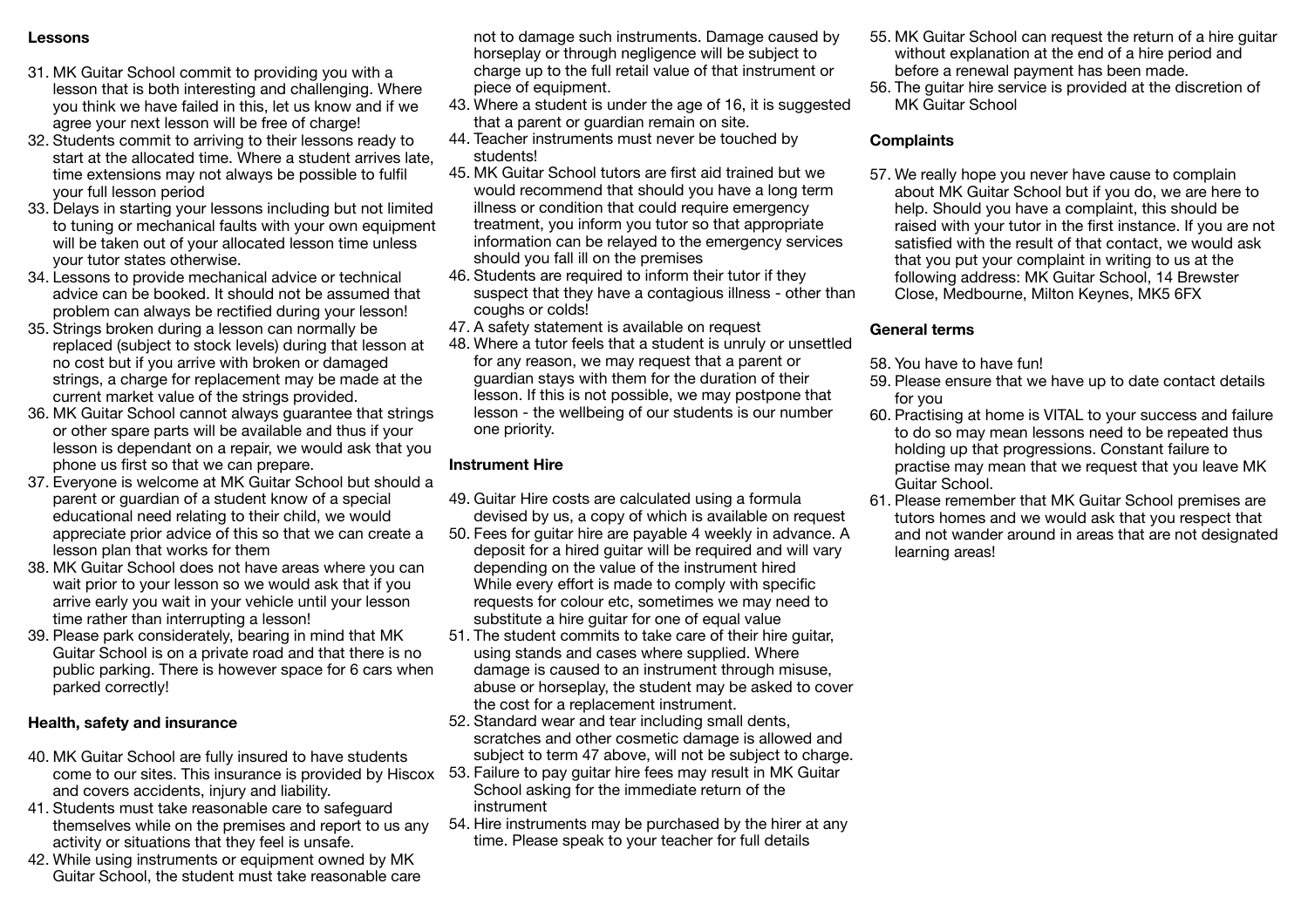## Lessons

31. MK Guitar School commit to providing you with a lesson that is both interesting and challenging. Where you think we have failed in this, let us know and if we agree your next lesson will be free of charge!
32. Students commit to arriving to their lessons ready to start at the allocated time. Where a student arrives late, time extensions may not always be possible to fulfil your full lesson period
33. Delays in starting your lessons including but not limited to tuning or mechanical faults with your own equipment will be taken out of your allocated lesson time unless your tutor states otherwise.
34. Lessons to provide mechanical advice or technical advice can be booked. It should not be assumed that problem can always be rectified during your lesson!
35. Strings broken during a lesson can normally be replaced (subject to stock levels) during that lesson at no cost but if you arrive with broken or damaged strings, a charge for replacement may be made at the current market value of the strings provided.
36. MK Guitar School cannot always guarantee that strings or other spare parts will be available and thus if your lesson is dependant on a repair, we would ask that you phone us first so that we can prepare.
37. Everyone is welcome at MK Guitar School but should a parent or guardian of a student know of a special educational need relating to their child, we would appreciate prior advice of this so that we can create a lesson plan that works for them
38. MK Guitar School does not have areas where you can wait prior to your lesson so we would ask that if you arrive early you wait in your vehicle until your lesson time rather than interrupting a lesson!
39. Please park considerately, bearing in mind that MK Guitar School is on a private road and that there is no public parking. There is however space for 6 cars when parked correctly!

## Health, safety and insurance

40. MK Guitar School are fully insured to have students come to our sites. This insurance is provided by Hiscox and covers accidents, injury and liability.
41. Students must take reasonable care to safeguard themselves while on the premises and report to us any activity or situations that they feel is unsafe.
42. While using instruments or equipment owned by MK Guitar School, the student must take reasonable care not to damage such instruments. Damage caused by horseplay or through negligence will be subject to charge up to the full retail value of that instrument or piece of equipment.
43. Where a student is under the age of 16, it is suggested that a parent or guardian remain on site.
44. Teacher instruments must never be touched by students!
45. MK Guitar School tutors are first aid trained but we would recommend that should you have a long term illness or condition that could require emergency treatment, you inform you tutor so that appropriate information can be relayed to the emergency services should you fall ill on the premises
46. Students are required to inform their tutor if they suspect that they have a contagious illness - other than coughs or colds!
47. A safety statement is available on request
48. Where a tutor feels that a student is unruly or unsettled for any reason, we may request that a parent or guardian stays with them for the duration of their lesson. If this is not possible, we may postpone that lesson - the wellbeing of our students is our number one priority.

## Instrument Hire

49. Guitar Hire costs are calculated using a formula devised by us, a copy of which is available on request
50. Fees for guitar hire are payable 4 weekly in advance. A deposit for a hired guitar will be required and will vary depending on the value of the instrument hired While every effort is made to comply with specific requests for colour etc, sometimes we may need to substitute a hire guitar for one of equal value
51. The student commits to take care of their hire guitar, using stands and cases where supplied. Where damage is caused to an instrument through misuse, abuse or horseplay, the student may be asked to cover the cost for a replacement instrument.
52. Standard wear and tear including small dents, scratches and other cosmetic damage is allowed and subject to term 47 above, will not be subject to charge.
53. Failure to pay guitar hire fees may result in MK Guitar School asking for the immediate return of the instrument
54. Hire instruments may be purchased by the hirer at any time. Please speak to your teacher for full details
55. MK Guitar School can request the return of a hire guitar without explanation at the end of a hire period and before a renewal payment has been made.
56. The guitar hire service is provided at the discretion of MK Guitar School

## Complaints

57. We really hope you never have cause to complain about MK Guitar School but if you do, we are here to help. Should you have a complaint, this should be raised with your tutor in the first instance. If you are not satisfied with the result of that contact, we would ask that you put your complaint in writing to us at the following address: MK Guitar School, 14 Brewster Close, Medbourne, Milton Keynes, MK5 6FX

## General terms

58. You have to have fun!
59. Please ensure that we have up to date contact details for you
60. Practising at home is VITAL to your success and failure to do so may mean lessons need to be repeated thus holding up that progressions. Constant failure to practise may mean that we request that you leave MK Guitar School.
61. Please remember that MK Guitar School premises are tutors homes and we would ask that you respect that and not wander around in areas that are not designated learning areas!